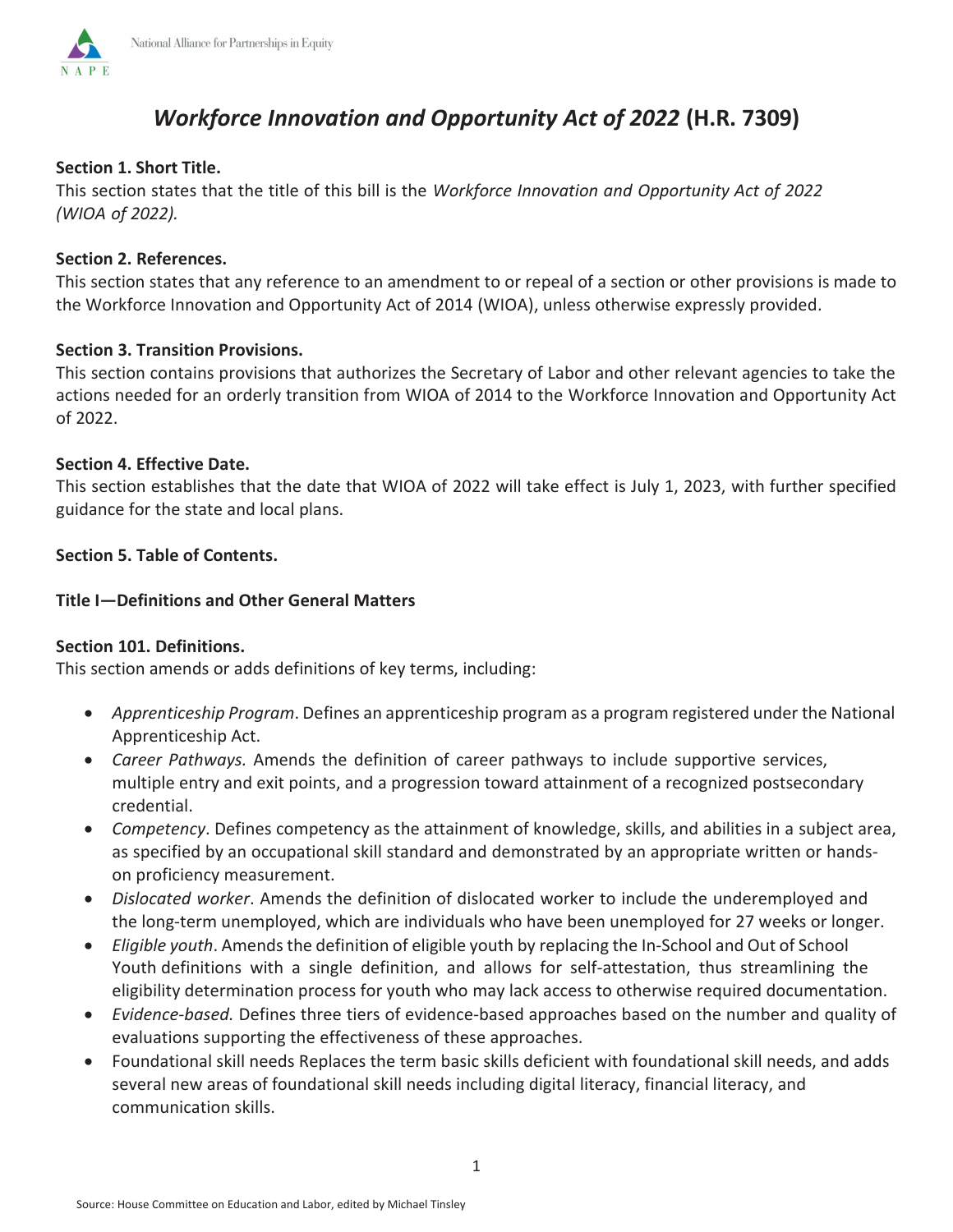# *Workforce Innovation and Opportunity Act of 2022* (H.R. 7309)

**Section 1. Short Title.**
This section states that the title of this bill is the *Workforce Innovation and Opportunity Act of 2022 (WIOA of 2022).*

**Section 2. References.**
This section states that any reference to an amendment to or repeal of a section or other provisions is made to the Workforce Innovation and Opportunity Act of 2014 (WIOA), unless otherwise expressly provided.

**Section 3. Transition Provisions.**
This section contains provisions that authorizes the Secretary of Labor and other relevant agencies to take the actions needed for an orderly transition from WIOA of 2014 to the Workforce Innovation and Opportunity Act of 2022.

**Section 4. Effective Date.**
This section establishes that the date that WIOA of 2022 will take effect is July 1, 2023, with further specified guidance for the state and local plans.

**Section 5. Table of Contents.**

**Title I—Definitions and Other General Matters**

**Section 101. Definitions.**
This section amends or adds definitions of key terms, including:

- *Apprenticeship Program*. Defines an apprenticeship program as a program registered under the National Apprenticeship Act.
- *Career Pathways.* Amends the definition of career pathways to include supportive services, multiple entry and exit points, and a progression toward attainment of a recognized postsecondary credential.
- *Competency*. Defines competency as the attainment of knowledge, skills, and abilities in a subject area, as specified by an occupational skill standard and demonstrated by an appropriate written or hands-on proficiency measurement.
- *Dislocated worker*. Amends the definition of dislocated worker to include the underemployed and the long-term unemployed, which are individuals who have been unemployed for 27 weeks or longer.
- *Eligible youth*. Amends the definition of eligible youth by replacing the In-School and Out of School Youth definitions with a single definition, and allows for self-attestation, thus streamlining the eligibility determination process for youth who may lack access to otherwise required documentation.
- *Evidence-based.* Defines three tiers of evidence-based approaches based on the number and quality of evaluations supporting the effectiveness of these approaches.
- Foundational skill needs Replaces the term basic skills deficient with foundational skill needs, and adds several new areas of foundational skill needs including digital literacy, financial literacy, and communication skills.

Source: House Committee on Education and Labor, edited by Michael Tinsley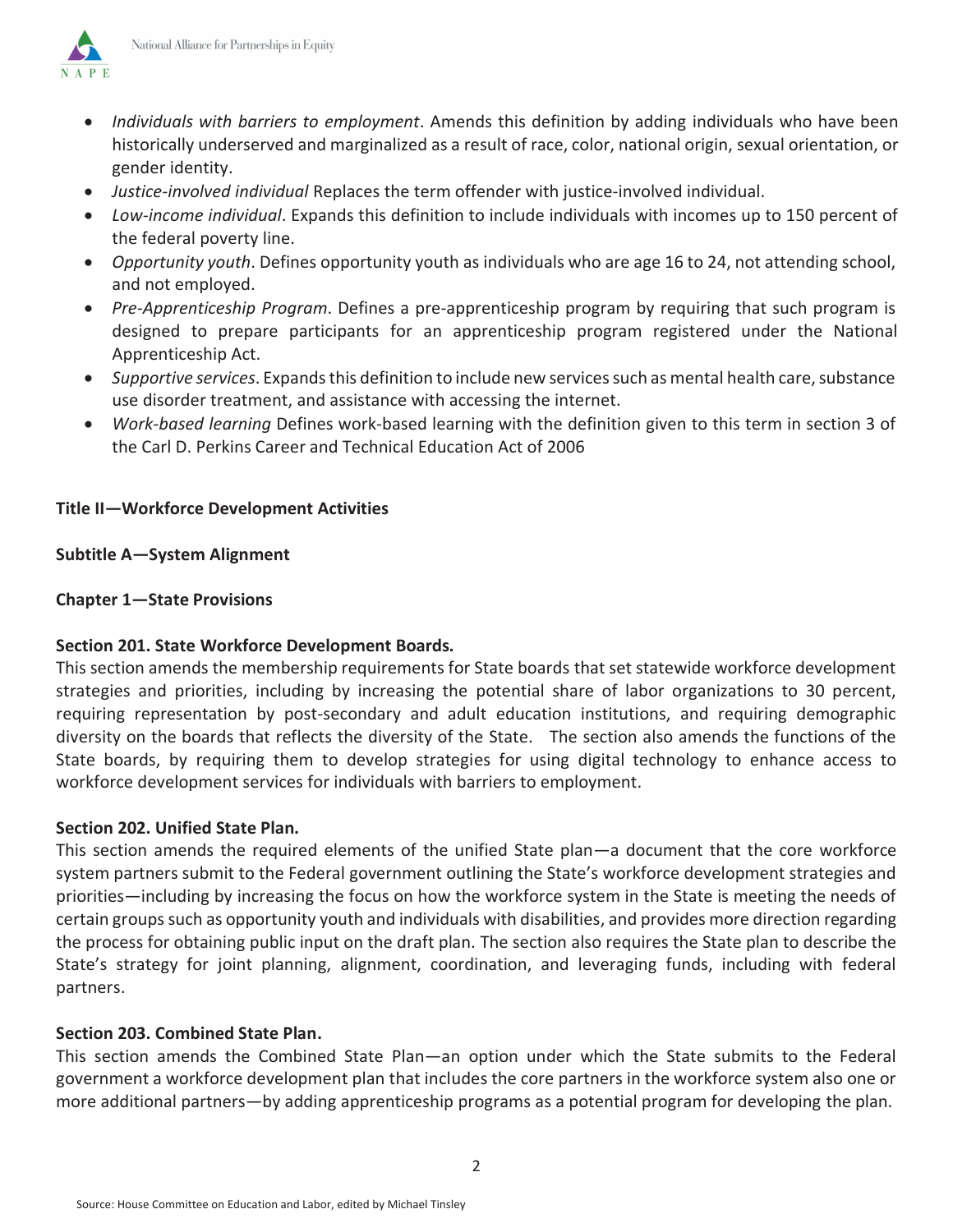- *Individuals with barriers to employment*. Amends this definition by adding individuals who have been historically underserved and marginalized as a result of race, color, national origin, sexual orientation, or gender identity.
- *Justice-involved individual* Replaces the term offender with justice-involved individual.
- *Low-income individual*. Expands this definition to include individuals with incomes up to 150 percent of the federal poverty line.
- *Opportunity youth*. Defines opportunity youth as individuals who are age 16 to 24, not attending school, and not employed.
- *Pre-Apprenticeship Program*. Defines a pre-apprenticeship program by requiring that such program is designed to prepare participants for an apprenticeship program registered under the National Apprenticeship Act.
- *Supportive services*. Expands this definition to include new services such as mental health care, substance use disorder treatment, and assistance with accessing the internet.
- *Work-based learning* Defines work-based learning with the definition given to this term in section 3 of the Carl D. Perkins Career and Technical Education Act of 2006

## Title II—Workforce Development Activities

### Subtitle A—System Alignment

#### Chapter 1—State Provisions

**Section 201. State Workforce Development Boards.**

This section amends the membership requirements for State boards that set statewide workforce development strategies and priorities, including by increasing the potential share of labor organizations to 30 percent, requiring representation by post-secondary and adult education institutions, and requiring demographic diversity on the boards that reflects the diversity of the State. The section also amends the functions of the State boards, by requiring them to develop strategies for using digital technology to enhance access to workforce development services for individuals with barriers to employment.

**Section 202. Unified State Plan.**

This section amends the required elements of the unified State plan—a document that the core workforce system partners submit to the Federal government outlining the State's workforce development strategies and priorities—including by increasing the focus on how the workforce system in the State is meeting the needs of certain groups such as opportunity youth and individuals with disabilities, and provides more direction regarding the process for obtaining public input on the draft plan. The section also requires the State plan to describe the State's strategy for joint planning, alignment, coordination, and leveraging funds, including with federal partners.

**Section 203. Combined State Plan.**

This section amends the Combined State Plan—an option under which the State submits to the Federal government a workforce development plan that includes the core partners in the workforce system also one or more additional partners—by adding apprenticeship programs as a potential program for developing the plan.

Source: House Committee on Education and Labor, edited by Michael Tinsley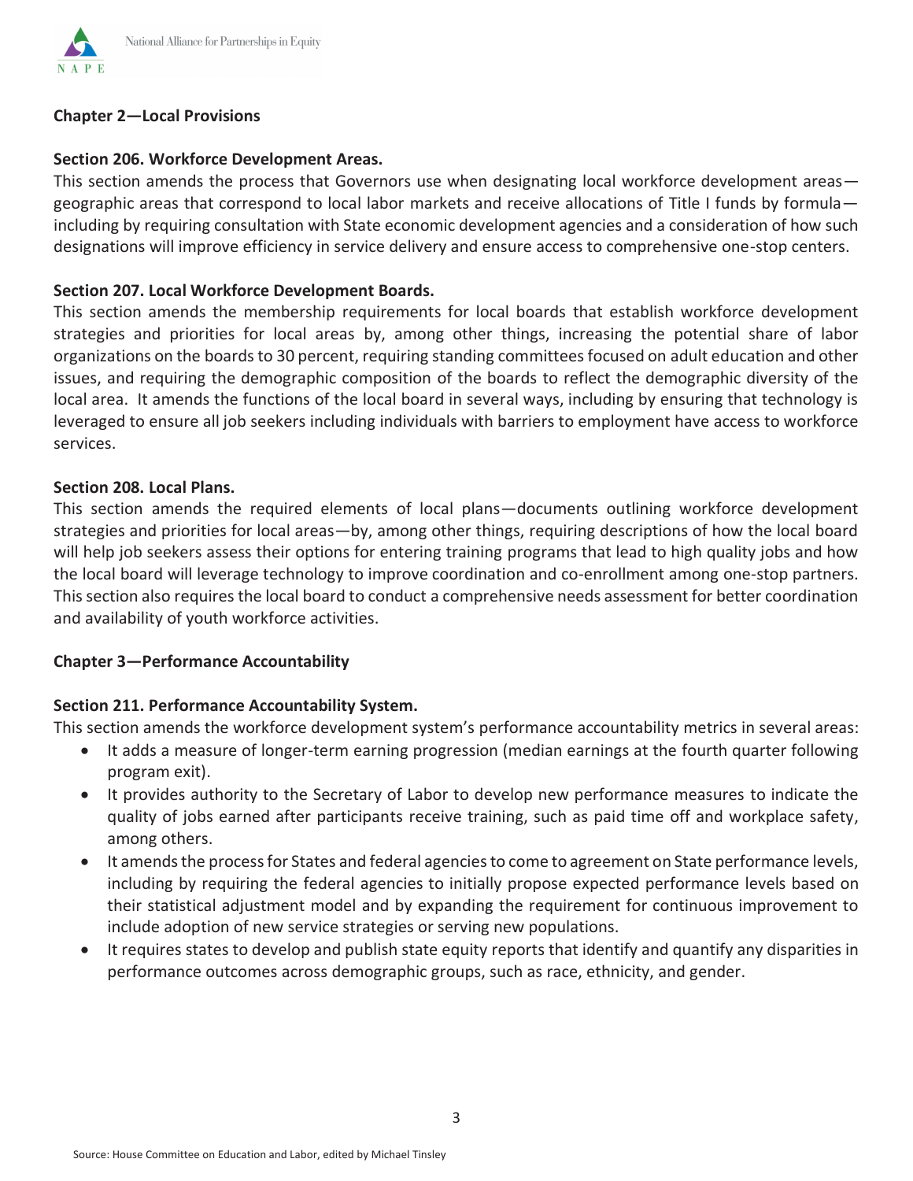**Chapter 2—Local Provisions**

**Section 206. Workforce Development Areas.**
This section amends the process that Governors use when designating local workforce development areas—geographic areas that correspond to local labor markets and receive allocations of Title I funds by formula—including by requiring consultation with State economic development agencies and a consideration of how such designations will improve efficiency in service delivery and ensure access to comprehensive one-stop centers.

**Section 207. Local Workforce Development Boards.**
This section amends the membership requirements for local boards that establish workforce development strategies and priorities for local areas by, among other things, increasing the potential share of labor organizations on the boards to 30 percent, requiring standing committees focused on adult education and other issues, and requiring the demographic composition of the boards to reflect the demographic diversity of the local area. It amends the functions of the local board in several ways, including by ensuring that technology is leveraged to ensure all job seekers including individuals with barriers to employment have access to workforce services.

**Section 208. Local Plans.**
This section amends the required elements of local plans—documents outlining workforce development strategies and priorities for local areas—by, among other things, requiring descriptions of how the local board will help job seekers assess their options for entering training programs that lead to high quality jobs and how the local board will leverage technology to improve coordination and co-enrollment among one-stop partners. This section also requires the local board to conduct a comprehensive needs assessment for better coordination and availability of youth workforce activities.

**Chapter 3—Performance Accountability**

**Section 211. Performance Accountability System.**
This section amends the workforce development system's performance accountability metrics in several areas:

- It adds a measure of longer-term earning progression (median earnings at the fourth quarter following program exit).
- It provides authority to the Secretary of Labor to develop new performance measures to indicate the quality of jobs earned after participants receive training, such as paid time off and workplace safety, among others.
- It amends the process for States and federal agencies to come to agreement on State performance levels, including by requiring the federal agencies to initially propose expected performance levels based on their statistical adjustment model and by expanding the requirement for continuous improvement to include adoption of new service strategies or serving new populations.
- It requires states to develop and publish state equity reports that identify and quantify any disparities in performance outcomes across demographic groups, such as race, ethnicity, and gender.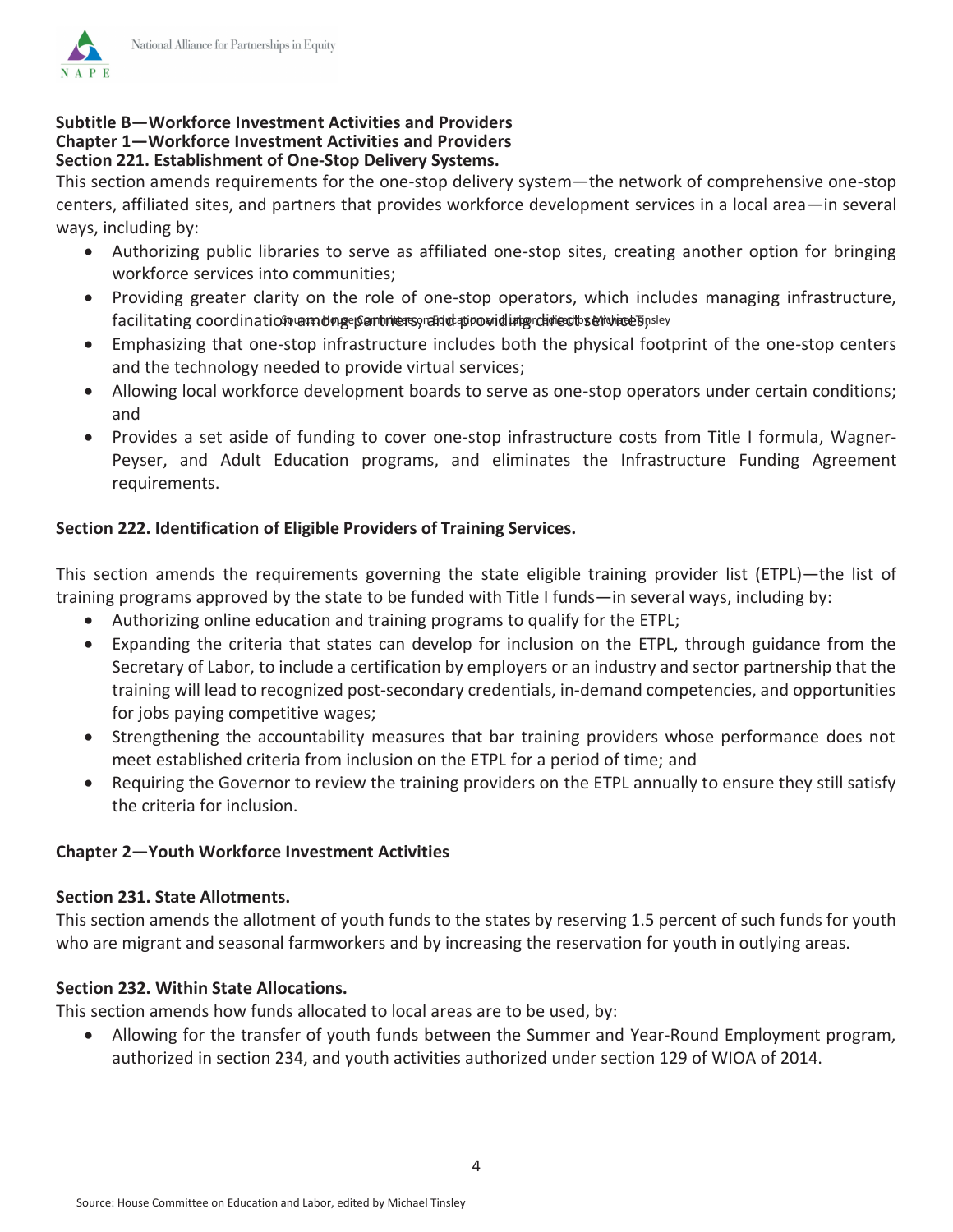**Subtitle B—Workforce Investment Activities and Providers**
**Chapter 1—Workforce Investment Activities and Providers**
**Section 221. Establishment of One-Stop Delivery Systems.**

This section amends requirements for the one-stop delivery system—the network of comprehensive one-stop centers, affiliated sites, and partners that provides workforce development services in a local area—in several ways, including by:

- Authorizing public libraries to serve as affiliated one-stop sites, creating another option for bringing workforce services into communities;
- Providing greater clarity on the role of one-stop operators, which includes managing infrastructure, facilitating coordination among partners, and providing direct services;
- Emphasizing that one-stop infrastructure includes both the physical footprint of the one-stop centers and the technology needed to provide virtual services;
- Allowing local workforce development boards to serve as one-stop operators under certain conditions; and
- Provides a set aside of funding to cover one-stop infrastructure costs from Title I formula, Wagner-Peyser, and Adult Education programs, and eliminates the Infrastructure Funding Agreement requirements.

**Section 222. Identification of Eligible Providers of Training Services.**

This section amends the requirements governing the state eligible training provider list (ETPL)—the list of training programs approved by the state to be funded with Title I funds—in several ways, including by:

- Authorizing online education and training programs to qualify for the ETPL;
- Expanding the criteria that states can develop for inclusion on the ETPL, through guidance from the Secretary of Labor, to include a certification by employers or an industry and sector partnership that the training will lead to recognized post-secondary credentials, in-demand competencies, and opportunities for jobs paying competitive wages;
- Strengthening the accountability measures that bar training providers whose performance does not meet established criteria from inclusion on the ETPL for a period of time; and
- Requiring the Governor to review the training providers on the ETPL annually to ensure they still satisfy the criteria for inclusion.

**Chapter 2—Youth Workforce Investment Activities**

**Section 231. State Allotments.**

This section amends the allotment of youth funds to the states by reserving 1.5 percent of such funds for youth who are migrant and seasonal farmworkers and by increasing the reservation for youth in outlying areas.

**Section 232. Within State Allocations.**

This section amends how funds allocated to local areas are to be used, by:

- Allowing for the transfer of youth funds between the Summer and Year-Round Employment program, authorized in section 234, and youth activities authorized under section 129 of WIOA of 2014.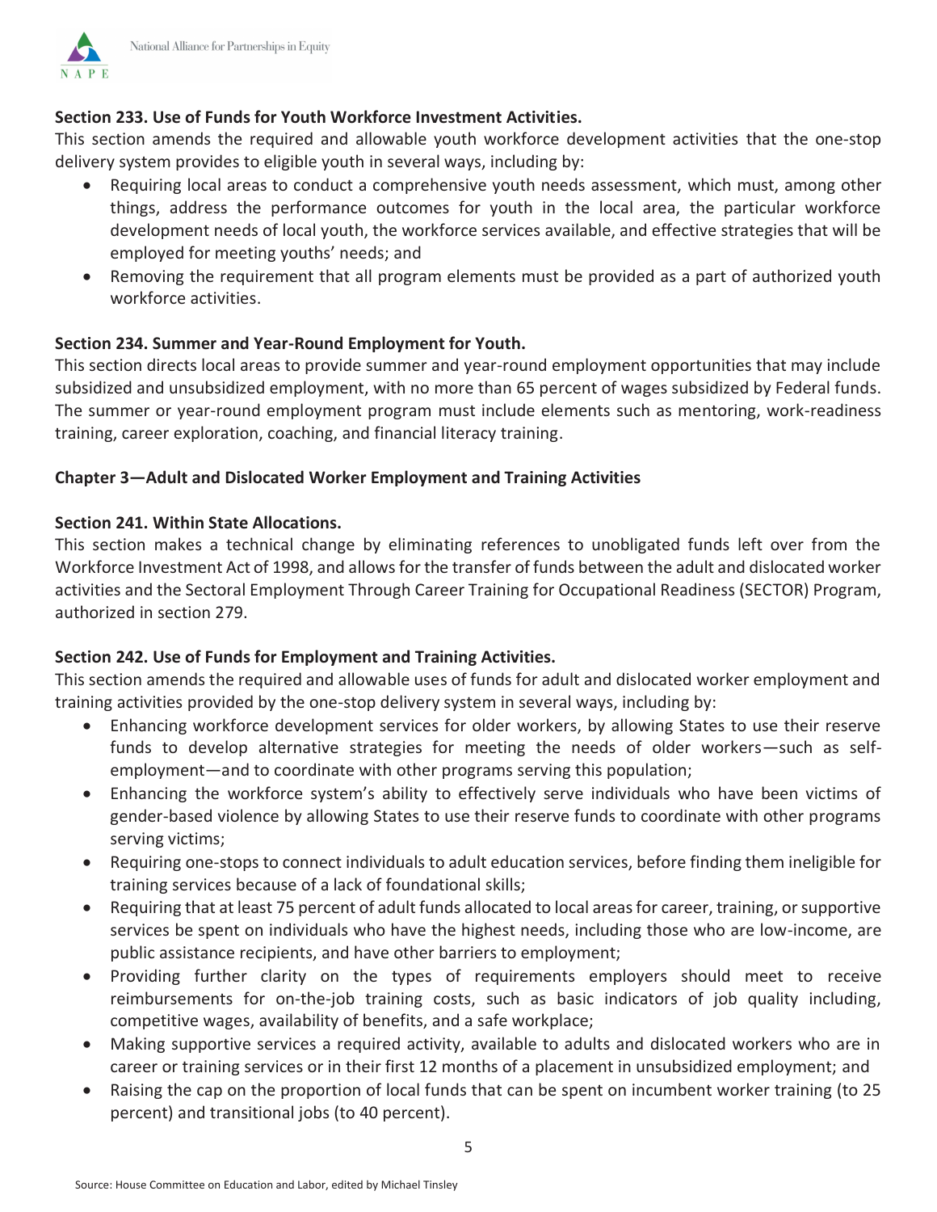**Section 233. Use of Funds for Youth Workforce Investment Activities.**
This section amends the required and allowable youth workforce development activities that the one-stop delivery system provides to eligible youth in several ways, including by:

- Requiring local areas to conduct a comprehensive youth needs assessment, which must, among other things, address the performance outcomes for youth in the local area, the particular workforce development needs of local youth, the workforce services available, and effective strategies that will be employed for meeting youths' needs; and
- Removing the requirement that all program elements must be provided as a part of authorized youth workforce activities.

**Section 234. Summer and Year-Round Employment for Youth.**
This section directs local areas to provide summer and year-round employment opportunities that may include subsidized and unsubsidized employment, with no more than 65 percent of wages subsidized by Federal funds. The summer or year-round employment program must include elements such as mentoring, work-readiness training, career exploration, coaching, and financial literacy training.

**Chapter 3—Adult and Dislocated Worker Employment and Training Activities**

**Section 241. Within State Allocations.**
This section makes a technical change by eliminating references to unobligated funds left over from the Workforce Investment Act of 1998, and allows for the transfer of funds between the adult and dislocated worker activities and the Sectoral Employment Through Career Training for Occupational Readiness (SECTOR) Program, authorized in section 279.

**Section 242. Use of Funds for Employment and Training Activities.**
This section amends the required and allowable uses of funds for adult and dislocated worker employment and training activities provided by the one-stop delivery system in several ways, including by:

- Enhancing workforce development services for older workers, by allowing States to use their reserve funds to develop alternative strategies for meeting the needs of older workers—such as self-employment—and to coordinate with other programs serving this population;
- Enhancing the workforce system's ability to effectively serve individuals who have been victims of gender-based violence by allowing States to use their reserve funds to coordinate with other programs serving victims;
- Requiring one-stops to connect individuals to adult education services, before finding them ineligible for training services because of a lack of foundational skills;
- Requiring that at least 75 percent of adult funds allocated to local areas for career, training, or supportive services be spent on individuals who have the highest needs, including those who are low-income, are public assistance recipients, and have other barriers to employment;
- Providing further clarity on the types of requirements employers should meet to receive reimbursements for on-the-job training costs, such as basic indicators of job quality including, competitive wages, availability of benefits, and a safe workplace;
- Making supportive services a required activity, available to adults and dislocated workers who are in career or training services or in their first 12 months of a placement in unsubsidized employment; and
- Raising the cap on the proportion of local funds that can be spent on incumbent worker training (to 25 percent) and transitional jobs (to 40 percent).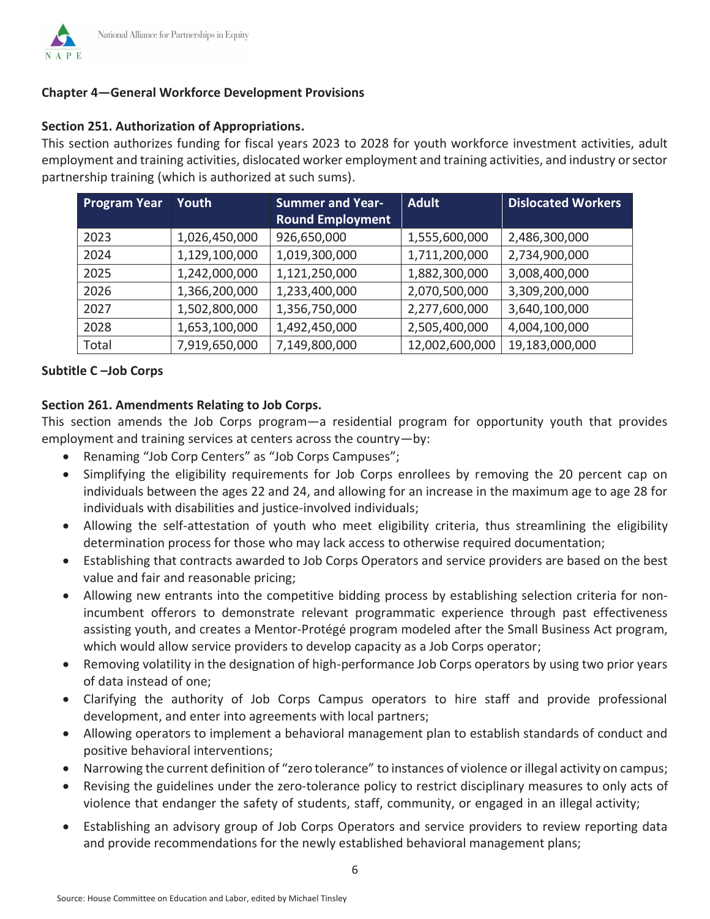**Chapter 4—General Workforce Development Provisions**

**Section 251. Authorization of Appropriations.**

This section authorizes funding for fiscal years 2023 to 2028 for youth workforce investment activities, adult employment and training activities, dislocated worker employment and training activities, and industry or sector partnership training (which is authorized at such sums).

| Program Year | Youth | Summer and Year-Round Employment | Adult | Dislocated Workers |
|---|---|---|---|---|
| 2023 | 1,026,450,000 | 926,650,000 | 1,555,600,000 | 2,486,300,000 |
| 2024 | 1,129,100,000 | 1,019,300,000 | 1,711,200,000 | 2,734,900,000 |
| 2025 | 1,242,000,000 | 1,121,250,000 | 1,882,300,000 | 3,008,400,000 |
| 2026 | 1,366,200,000 | 1,233,400,000 | 2,070,500,000 | 3,309,200,000 |
| 2027 | 1,502,800,000 | 1,356,750,000 | 2,277,600,000 | 3,640,100,000 |
| 2028 | 1,653,100,000 | 1,492,450,000 | 2,505,400,000 | 4,004,100,000 |
| Total | 7,919,650,000 | 7,149,800,000 | 12,002,600,000 | 19,183,000,000 |

**Subtitle C –Job Corps**

**Section 261. Amendments Relating to Job Corps.**

This section amends the Job Corps program—a residential program for opportunity youth that provides employment and training services at centers across the country—by:

- Renaming "Job Corp Centers" as "Job Corps Campuses";
- Simplifying the eligibility requirements for Job Corps enrollees by removing the 20 percent cap on individuals between the ages 22 and 24, and allowing for an increase in the maximum age to age 28 for individuals with disabilities and justice-involved individuals;
- Allowing the self-attestation of youth who meet eligibility criteria, thus streamlining the eligibility determination process for those who may lack access to otherwise required documentation;
- Establishing that contracts awarded to Job Corps Operators and service providers are based on the best value and fair and reasonable pricing;
- Allowing new entrants into the competitive bidding process by establishing selection criteria for non-incumbent offerors to demonstrate relevant programmatic experience through past effectiveness assisting youth, and creates a Mentor-Protégé program modeled after the Small Business Act program, which would allow service providers to develop capacity as a Job Corps operator;
- Removing volatility in the designation of high-performance Job Corps operators by using two prior years of data instead of one;
- Clarifying the authority of Job Corps Campus operators to hire staff and provide professional development, and enter into agreements with local partners;
- Allowing operators to implement a behavioral management plan to establish standards of conduct and positive behavioral interventions;
- Narrowing the current definition of "zero tolerance" to instances of violence or illegal activity on campus;
- Revising the guidelines under the zero-tolerance policy to restrict disciplinary measures to only acts of violence that endanger the safety of students, staff, community, or engaged in an illegal activity;
- Establishing an advisory group of Job Corps Operators and service providers to review reporting data and provide recommendations for the newly established behavioral management plans;

Source: House Committee on Education and Labor, edited by Michael Tinsley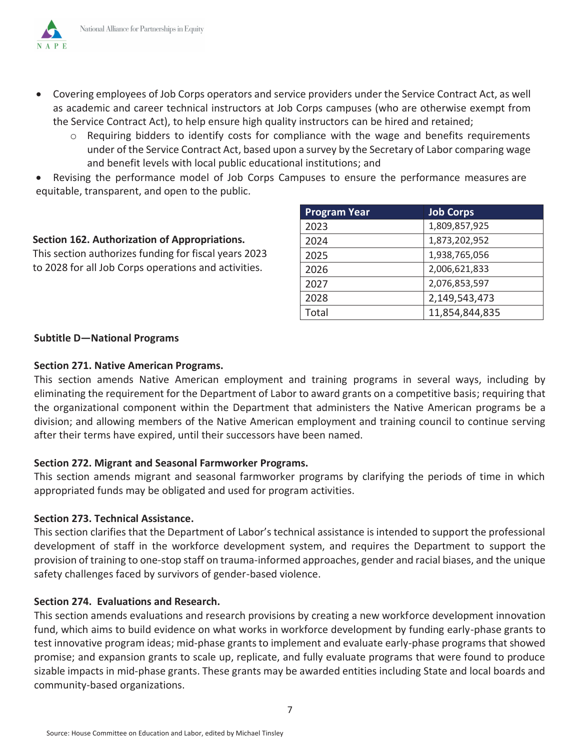- Covering employees of Job Corps operators and service providers under the Service Contract Act, as well as academic and career technical instructors at Job Corps campuses (who are otherwise exempt from the Service Contract Act), to help ensure high quality instructors can be hired and retained;
    - Requiring bidders to identify costs for compliance with the wage and benefits requirements under of the Service Contract Act, based upon a survey by the Secretary of Labor comparing wage and benefit levels with local public educational institutions; and
- Revising the performance model of Job Corps Campuses to ensure the performance measures are equitable, transparent, and open to the public.

**Section 162. Authorization of Appropriations.**
This section authorizes funding for fiscal years 2023 to 2028 for all Job Corps operations and activities.

| Program Year | Job Corps |
|---|---|
| 2023 | 1,809,857,925 |
| 2024 | 1,873,202,952 |
| 2025 | 1,938,765,056 |
| 2026 | 2,006,621,833 |
| 2027 | 2,076,853,597 |
| 2028 | 2,149,543,473 |
| Total | 11,854,844,835 |

**Subtitle D—National Programs**

**Section 271. Native American Programs.**
This section amends Native American employment and training programs in several ways, including by eliminating the requirement for the Department of Labor to award grants on a competitive basis; requiring that the organizational component within the Department that administers the Native American programs be a division; and allowing members of the Native American employment and training council to continue serving after their terms have expired, until their successors have been named.

**Section 272. Migrant and Seasonal Farmworker Programs.**
This section amends migrant and seasonal farmworker programs by clarifying the periods of time in which appropriated funds may be obligated and used for program activities.

**Section 273. Technical Assistance.**
This section clarifies that the Department of Labor's technical assistance is intended to support the professional development of staff in the workforce development system, and requires the Department to support the provision of training to one-stop staff on trauma-informed approaches, gender and racial biases, and the unique safety challenges faced by survivors of gender-based violence.

**Section 274. Evaluations and Research.**
This section amends evaluations and research provisions by creating a new workforce development innovation fund, which aims to build evidence on what works in workforce development by funding early-phase grants to test innovative program ideas; mid-phase grants to implement and evaluate early-phase programs that showed promise; and expansion grants to scale up, replicate, and fully evaluate programs that were found to produce sizable impacts in mid-phase grants. These grants may be awarded entities including State and local boards and community-based organizations.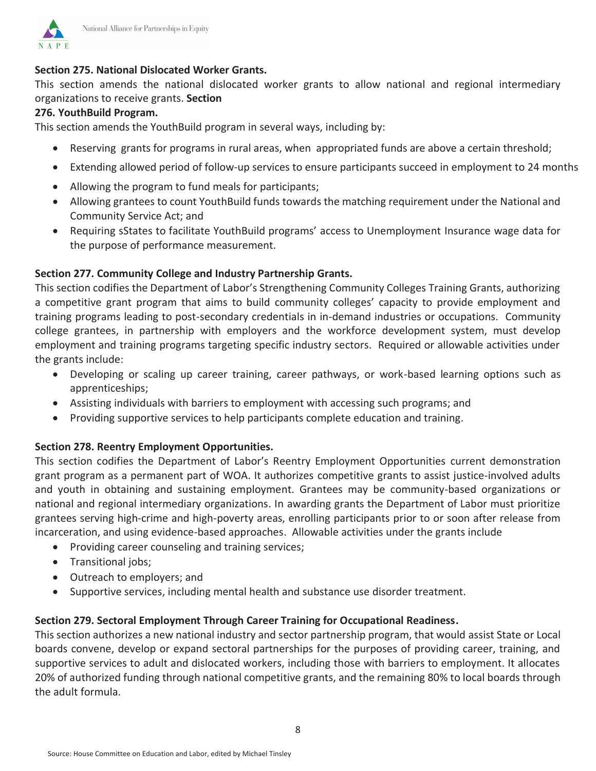**Section 275. National Dislocated Worker Grants.**

This section amends the national dislocated worker grants to allow national and regional intermediary organizations to receive grants.

**Section 276. YouthBuild Program.**

This section amends the YouthBuild program in several ways, including by:

- Reserving grants for programs in rural areas, when appropriated funds are above a certain threshold;
- Extending allowed period of follow-up services to ensure participants succeed in employment to 24 months
- Allowing the program to fund meals for participants;
- Allowing grantees to count YouthBuild funds towards the matching requirement under the National and Community Service Act; and
- Requiring sStates to facilitate YouthBuild programs' access to Unemployment Insurance wage data for the purpose of performance measurement.

**Section 277. Community College and Industry Partnership Grants.**

This section codifies the Department of Labor's Strengthening Community Colleges Training Grants, authorizing a competitive grant program that aims to build community colleges' capacity to provide employment and training programs leading to post-secondary credentials in in-demand industries or occupations. Community college grantees, in partnership with employers and the workforce development system, must develop employment and training programs targeting specific industry sectors. Required or allowable activities under the grants include:

- Developing or scaling up career training, career pathways, or work-based learning options such as apprenticeships;
- Assisting individuals with barriers to employment with accessing such programs; and
- Providing supportive services to help participants complete education and training.

**Section 278. Reentry Employment Opportunities.**

This section codifies the Department of Labor's Reentry Employment Opportunities current demonstration grant program as a permanent part of WOA. It authorizes competitive grants to assist justice-involved adults and youth in obtaining and sustaining employment. Grantees may be community-based organizations or national and regional intermediary organizations. In awarding grants the Department of Labor must prioritize grantees serving high-crime and high-poverty areas, enrolling participants prior to or soon after release from incarceration, and using evidence-based approaches. Allowable activities under the grants include

- Providing career counseling and training services;
- Transitional jobs;
- Outreach to employers; and
- Supportive services, including mental health and substance use disorder treatment.

**Section 279. Sectoral Employment Through Career Training for Occupational Readiness.**

This section authorizes a new national industry and sector partnership program, that would assist State or Local boards convene, develop or expand sectoral partnerships for the purposes of providing career, training, and supportive services to adult and dislocated workers, including those with barriers to employment. It allocates 20% of authorized funding through national competitive grants, and the remaining 80% to local boards through the adult formula.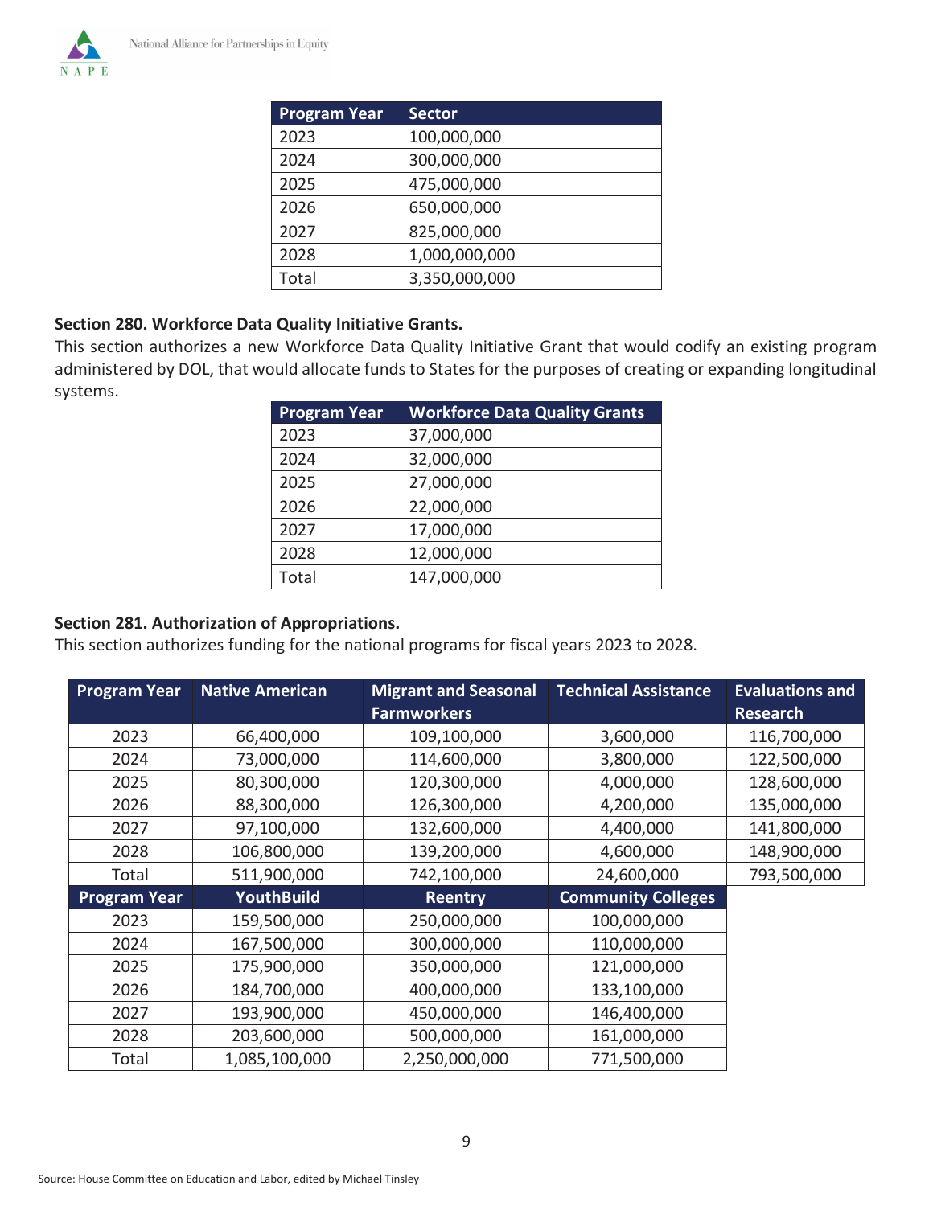| Program Year | Sector |
| --- | --- |
| 2023 | 100,000,000 |
| 2024 | 300,000,000 |
| 2025 | 475,000,000 |
| 2026 | 650,000,000 |
| 2027 | 825,000,000 |
| 2028 | 1,000,000,000 |
| Total | 3,350,000,000 |

**Section 280. Workforce Data Quality Initiative Grants.**

This section authorizes a new Workforce Data Quality Initiative Grant that would codify an existing program administered by DOL, that would allocate funds to States for the purposes of creating or expanding longitudinal systems.

| Program Year | Workforce Data Quality Grants |
| --- | --- |
| 2023 | 37,000,000 |
| 2024 | 32,000,000 |
| 2025 | 27,000,000 |
| 2026 | 22,000,000 |
| 2027 | 17,000,000 |
| 2028 | 12,000,000 |
| Total | 147,000,000 |

**Section 281. Authorization of Appropriations.**

This section authorizes funding for the national programs for fiscal years 2023 to 2028.

| Program Year | Native American | Migrant and Seasonal Farmworkers | Technical Assistance | Evaluations and Research |
| --- | --- | --- | --- | --- |
| 2023 | 66,400,000 | 109,100,000 | 3,600,000 | 116,700,000 |
| 2024 | 73,000,000 | 114,600,000 | 3,800,000 | 122,500,000 |
| 2025 | 80,300,000 | 120,300,000 | 4,000,000 | 128,600,000 |
| 2026 | 88,300,000 | 126,300,000 | 4,200,000 | 135,000,000 |
| 2027 | 97,100,000 | 132,600,000 | 4,400,000 | 141,800,000 |
| 2028 | 106,800,000 | 139,200,000 | 4,600,000 | 148,900,000 |
| Total | 511,900,000 | 742,100,000 | 24,600,000 | 793,500,000 |
| **Program Year** | **YouthBuild** | **Reentry** | **Community Colleges** | |
| 2023 | 159,500,000 | 250,000,000 | 100,000,000 | |
| 2024 | 167,500,000 | 300,000,000 | 110,000,000 | |
| 2025 | 175,900,000 | 350,000,000 | 121,000,000 | |
| 2026 | 184,700,000 | 400,000,000 | 133,100,000 | |
| 2027 | 193,900,000 | 450,000,000 | 146,400,000 | |
| 2028 | 203,600,000 | 500,000,000 | 161,000,000 | |
| Total | 1,085,100,000 | 2,250,000,000 | 771,500,000 | |

Source: House Committee on Education and Labor, edited by Michael Tinsley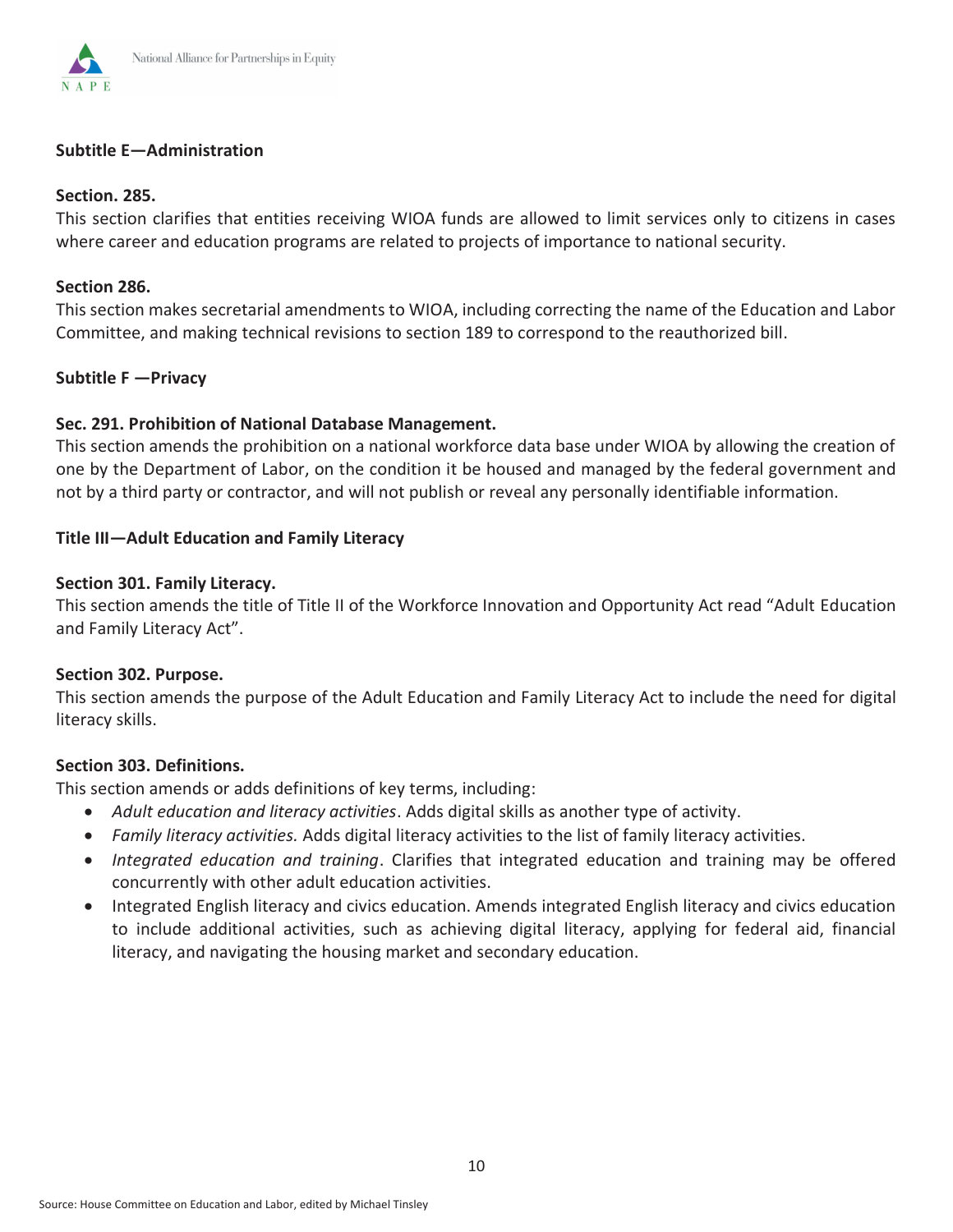**Subtitle E—Administration**

**Section. 285.**

This section clarifies that entities receiving WIOA funds are allowed to limit services only to citizens in cases where career and education programs are related to projects of importance to national security.

**Section 286.**

This section makes secretarial amendments to WIOA, including correcting the name of the Education and Labor Committee, and making technical revisions to section 189 to correspond to the reauthorized bill.

**Subtitle F —Privacy**

**Sec. 291. Prohibition of National Database Management.**

This section amends the prohibition on a national workforce data base under WIOA by allowing the creation of one by the Department of Labor, on the condition it be housed and managed by the federal government and not by a third party or contractor, and will not publish or reveal any personally identifiable information.

**Title III—Adult Education and Family Literacy**

**Section 301. Family Literacy.**

This section amends the title of Title II of the Workforce Innovation and Opportunity Act read "Adult Education and Family Literacy Act".

**Section 302. Purpose.**

This section amends the purpose of the Adult Education and Family Literacy Act to include the need for digital literacy skills.

**Section 303. Definitions.**

This section amends or adds definitions of key terms, including:

- *Adult education and literacy activities*. Adds digital skills as another type of activity.
- *Family literacy activities.* Adds digital literacy activities to the list of family literacy activities.
- *Integrated education and training*. Clarifies that integrated education and training may be offered concurrently with other adult education activities.
- Integrated English literacy and civics education. Amends integrated English literacy and civics education to include additional activities, such as achieving digital literacy, applying for federal aid, financial literacy, and navigating the housing market and secondary education.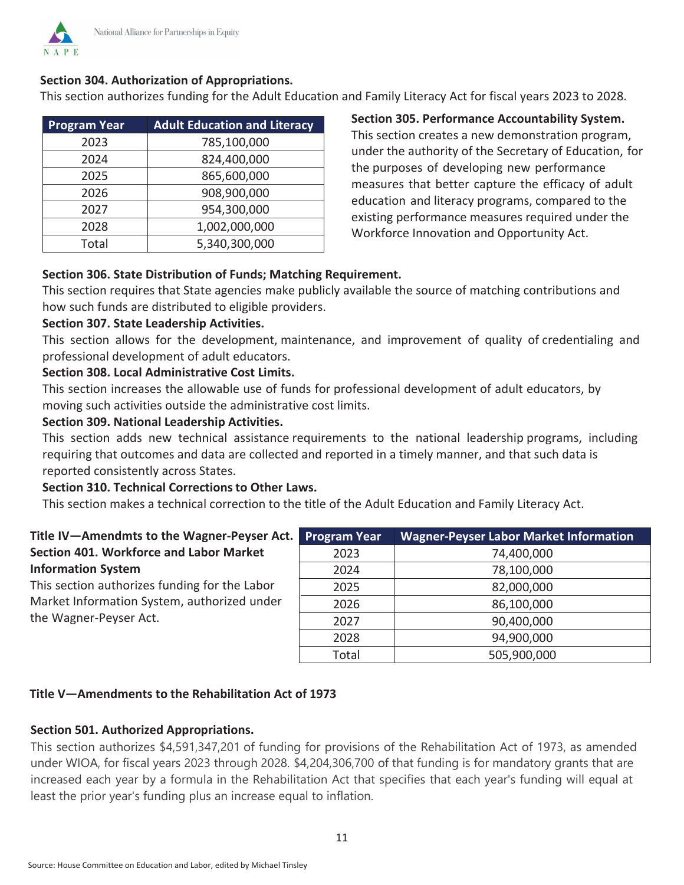**Section 304. Authorization of Appropriations.**

This section authorizes funding for the Adult Education and Family Literacy Act for fiscal years 2023 to 2028.

| Program Year | Adult Education and Literacy |
|---|---|
| 2023 | 785,100,000 |
| 2024 | 824,400,000 |
| 2025 | 865,600,000 |
| 2026 | 908,900,000 |
| 2027 | 954,300,000 |
| 2028 | 1,002,000,000 |
| Total | 5,340,300,000 |

**Section 305. Performance Accountability System.**

This section creates a new demonstration program, under the authority of the Secretary of Education, for the purposes of developing new performance measures that better capture the efficacy of adult education and literacy programs, compared to the existing performance measures required under the Workforce Innovation and Opportunity Act.

**Section 306. State Distribution of Funds; Matching Requirement.**

This section requires that State agencies make publicly available the source of matching contributions and how such funds are distributed to eligible providers.

**Section 307. State Leadership Activities.**

This section allows for the development, maintenance, and improvement of quality of credentialing and professional development of adult educators.

**Section 308. Local Administrative Cost Limits.**

This section increases the allowable use of funds for professional development of adult educators, by moving such activities outside the administrative cost limits.

**Section 309. National Leadership Activities.**

This section adds new technical assistance requirements to the national leadership programs, including requiring that outcomes and data are collected and reported in a timely manner, and that such data is reported consistently across States.

**Section 310. Technical Corrections to Other Laws.**

This section makes a technical correction to the title of the Adult Education and Family Literacy Act.

**Title IV—Amendmts to the Wagner-Peyser Act.**

**Section 401. Workforce and Labor Market Information System**

This section authorizes funding for the Labor Market Information System, authorized under the Wagner-Peyser Act.

| Program Year | Wagner-Peyser Labor Market Information |
|---|---|
| 2023 | 74,400,000 |
| 2024 | 78,100,000 |
| 2025 | 82,000,000 |
| 2026 | 86,100,000 |
| 2027 | 90,400,000 |
| 2028 | 94,900,000 |
| Total | 505,900,000 |

**Title V—Amendments to the Rehabilitation Act of 1973**

**Section 501. Authorized Appropriations.**

This section authorizes $4,591,347,201 of funding for provisions of the Rehabilitation Act of 1973, as amended under WIOA, for fiscal years 2023 through 2028. $4,204,306,700 of that funding is for mandatory grants that are increased each year by a formula in the Rehabilitation Act that specifies that each year's funding will equal at least the prior year's funding plus an increase equal to inflation.

Source: House Committee on Education and Labor, edited by Michael Tinsley